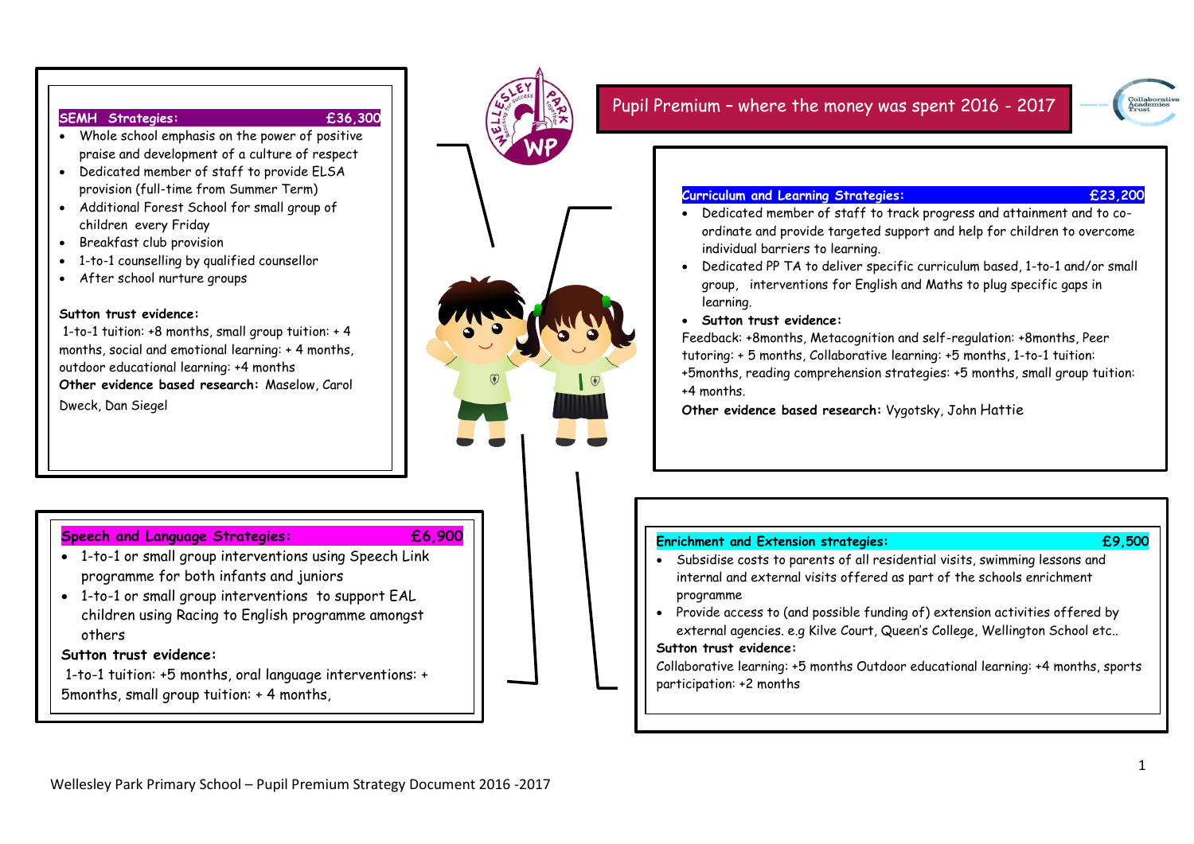# Pupil Premium – where the money was spent 2016 - 2017

## SEMH Strategies: £36,300

- Whole school emphasis on the power of positive praise and development of a culture of respect
- Dedicated member of staff to provide ELSA provision (full-time from Summer Term)
- Additional Forest School for small group of children every Friday
- Breakfast club provision
- 1-to-1 counselling by qualified counsellor
- After school nurture groups

**Sutton trust evidence:**
1-to-1 tuition: +8 months, small group tuition: + 4 months, social and emotional learning: + 4 months, outdoor educational learning: +4 months

**Other evidence based research:** Maselow, Carol Dweck, Dan Siegel

## Curriculum and Learning Strategies: £23,200

- Dedicated member of staff to track progress and attainment and to co-ordinate and provide targeted support and help for children to overcome individual barriers to learning.
- Dedicated PP TA to deliver specific curriculum based, 1-to-1 and/or small group, interventions for English and Maths to plug specific gaps in learning.
- **Sutton trust evidence:**

Feedback: +8months, Metacognition and self-regulation: +8months, Peer tutoring: + 5 months, Collaborative learning: +5 months, 1-to-1 tuition: +5months, reading comprehension strategies: +5 months, small group tuition: +4 months.

**Other evidence based research:** Vygotsky, John Hattie

## Speech and Language Strategies: £6,900

- 1-to-1 or small group interventions using Speech Link programme for both infants and juniors
- 1-to-1 or small group interventions to support EAL children using Racing to English programme amongst others

**Sutton trust evidence:**
1-to-1 tuition: +5 months, oral language interventions: + 5months, small group tuition: + 4 months,

## Enrichment and Extension strategies: £9,500

- Subsidise costs to parents of all residential visits, swimming lessons and internal and external visits offered as part of the schools enrichment programme
- Provide access to (and possible funding of) extension activities offered by external agencies. e.g Kilve Court, Queen's College, Wellington School etc..

**Sutton trust evidence:**
Collaborative learning: +5 months Outdoor educational learning: +4 months, sports participation: +2 months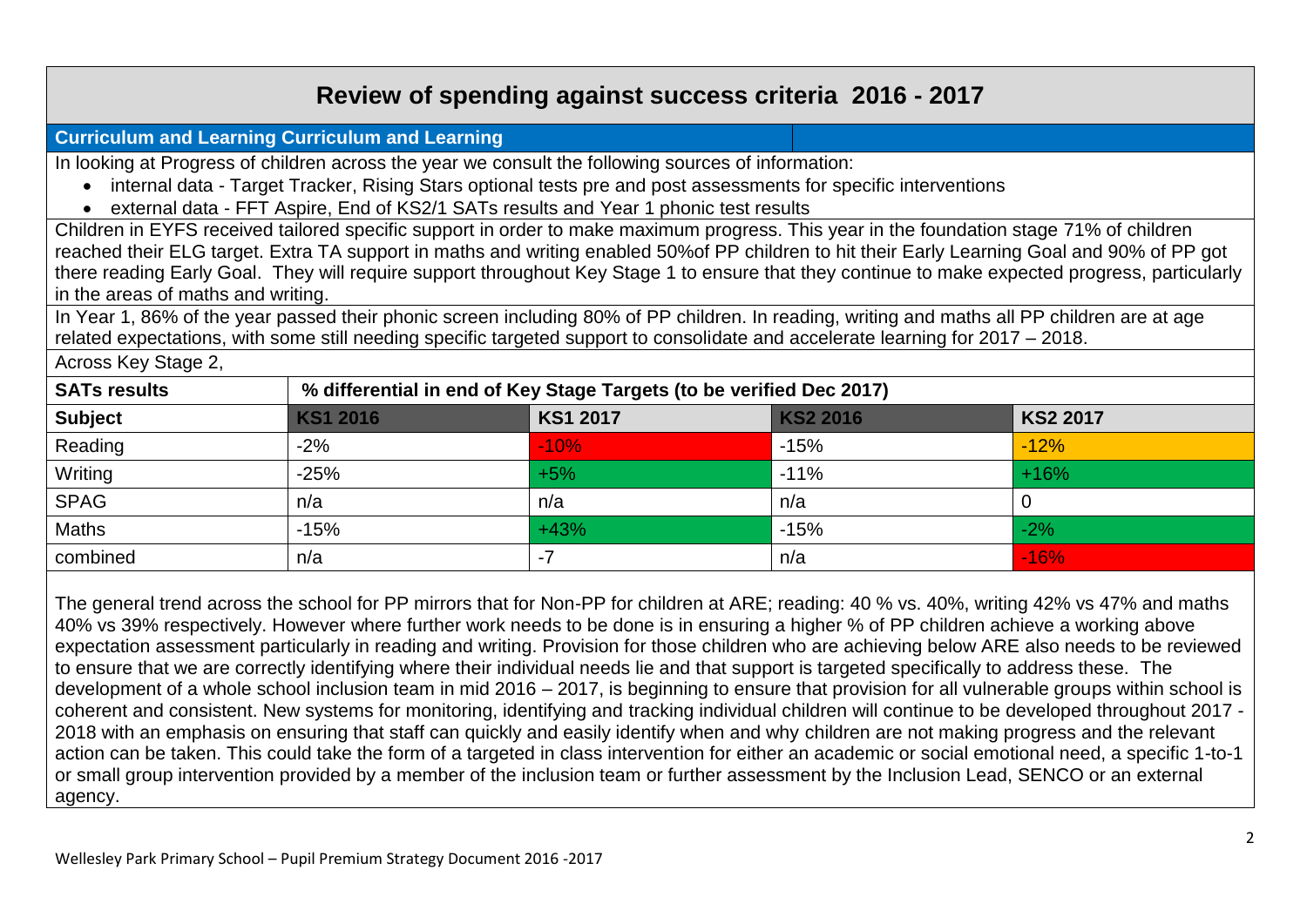# Review of spending against success criteria 2016 - 2017

## Curriculum and Learning Curriculum and Learning

In looking at Progress of children across the year we consult the following sources of information:

- internal data - Target Tracker, Rising Stars optional tests pre and post assessments for specific interventions
- external data - FFT Aspire, End of KS2/1 SATs results and Year 1 phonic test results

Children in EYFS received tailored specific support in order to make maximum progress. This year in the foundation stage 71% of children reached their ELG target. Extra TA support in maths and writing enabled 50%of PP children to hit their Early Learning Goal and 90% of PP got there reading Early Goal. They will require support throughout Key Stage 1 to ensure that they continue to make expected progress, particularly in the areas of maths and writing.

In Year 1, 86% of the year passed their phonic screen including 80% of PP children. In reading, writing and maths all PP children are at age related expectations, with some still needing specific targeted support to consolidate and accelerate learning for 2017 – 2018.

Across Key Stage 2,

| SATs results | % differential in end of Key Stage Targets (to be verified Dec 2017) | | | |
|---|---|---|---|---|
| **Subject** | **KS1 2016** | **KS1 2017** | **KS2 2016** | **KS2 2017** |
| Reading | -2% | -10% | -15% | -12% |
| Writing | -25% | +5% | -11% | +16% |
| SPAG | n/a | n/a | n/a | 0 |
| Maths | -15% | +43% | -15% | -2% |
| combined | n/a | -7 | n/a | -16% |

The general trend across the school for PP mirrors that for Non-PP for children at ARE; reading: 40 % vs. 40%, writing 42% vs 47% and maths 40% vs 39% respectively. However where further work needs to be done is in ensuring a higher % of PP children achieve a working above expectation assessment particularly in reading and writing. Provision for those children who are achieving below ARE also needs to be reviewed to ensure that we are correctly identifying where their individual needs lie and that support is targeted specifically to address these. The development of a whole school inclusion team in mid 2016 – 2017, is beginning to ensure that provision for all vulnerable groups within school is coherent and consistent. New systems for monitoring, identifying and tracking individual children will continue to be developed throughout 2017 - 2018 with an emphasis on ensuring that staff can quickly and easily identify when and why children are not making progress and the relevant action can be taken. This could take the form of a targeted in class intervention for either an academic or social emotional need, a specific 1-to-1 or small group intervention provided by a member of the inclusion team or further assessment by the Inclusion Lead, SENCO or an external agency.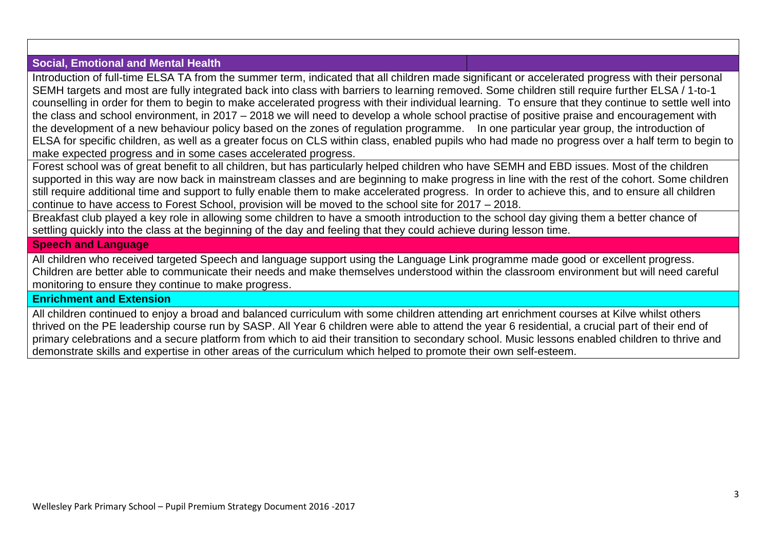## Social, Emotional and Mental Health

Introduction of full-time ELSA TA from the summer term, indicated that all children made significant or accelerated progress with their personal SEMH targets and most are fully integrated back into class with barriers to learning removed. Some children still require further ELSA / 1-to-1 counselling in order for them to begin to make accelerated progress with their individual learning. To ensure that they continue to settle well into the class and school environment, in 2017 – 2018 we will need to develop a whole school practise of positive praise and encouragement with the development of a new behaviour policy based on the zones of regulation programme. In one particular year group, the introduction of ELSA for specific children, as well as a greater focus on CLS within class, enabled pupils who had made no progress over a half term to begin to make expected progress and in some cases accelerated progress.

Forest school was of great benefit to all children, but has particularly helped children who have SEMH and EBD issues. Most of the children supported in this way are now back in mainstream classes and are beginning to make progress in line with the rest of the cohort. Some children still require additional time and support to fully enable them to make accelerated progress. In order to achieve this, and to ensure all children continue to have access to Forest School, provision will be moved to the school site for 2017 – 2018.

Breakfast club played a key role in allowing some children to have a smooth introduction to the school day giving them a better chance of settling quickly into the class at the beginning of the day and feeling that they could achieve during lesson time.

## Speech and Language

All children who received targeted Speech and language support using the Language Link programme made good or excellent progress. Children are better able to communicate their needs and make themselves understood within the classroom environment but will need careful monitoring to ensure they continue to make progress.

## Enrichment and Extension

All children continued to enjoy a broad and balanced curriculum with some children attending art enrichment courses at Kilve whilst others thrived on the PE leadership course run by SASP. All Year 6 children were able to attend the year 6 residential, a crucial part of their end of primary celebrations and a secure platform from which to aid their transition to secondary school. Music lessons enabled children to thrive and demonstrate skills and expertise in other areas of the curriculum which helped to promote their own self-esteem.